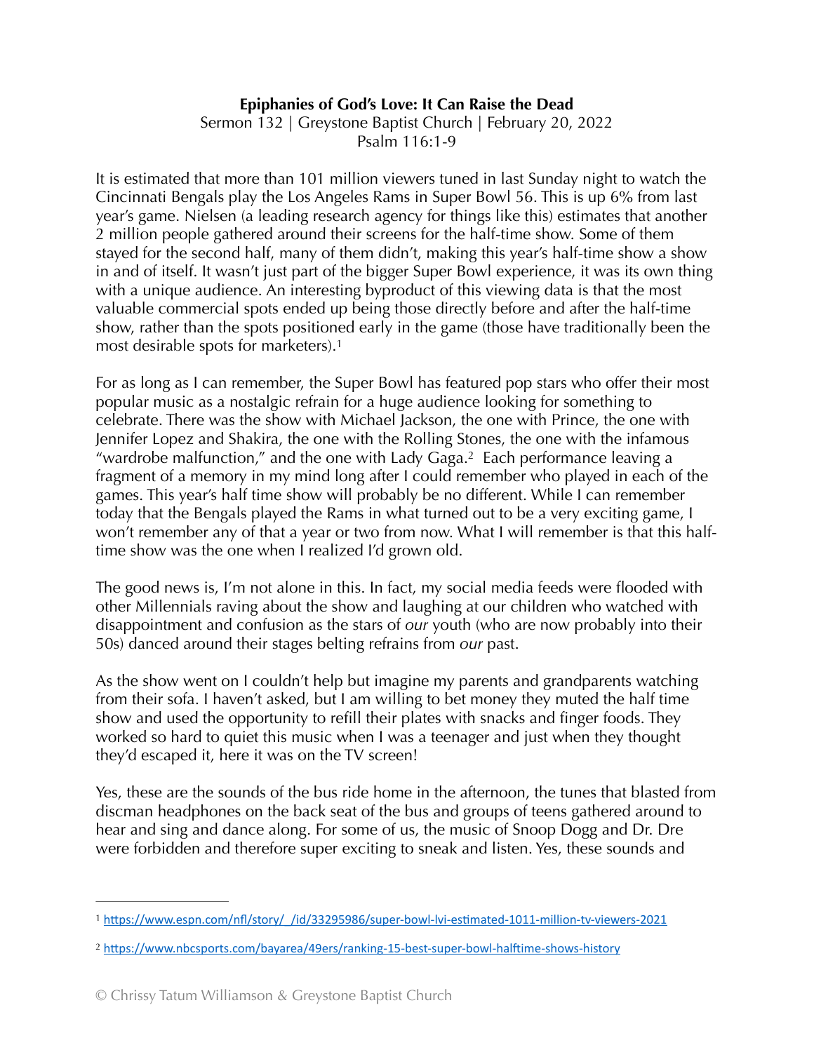**Epiphanies of God's Love: It Can Raise the Dead**

Sermon 132 | Greystone Baptist Church | February 20, 2022

Psalm 116:1-9

It is estimated that more than 101 million viewers tuned in last Sunday night to watch the Cincinnati Bengals play the Los Angeles Rams in Super Bowl 56. This is up 6% from last year's game. Nielsen (a leading research agency for things like this) estimates that another 2 million people gathered around their screens for the half-time show. Some of them stayed for the second half, many of them didn't, making this year's half-time show a show in and of itself. It wasn't just part of the bigger Super Bowl experience, it was its own thing with a unique audience. An interesting byproduct of this viewing data is that the most valuable commercial spots ended up being those directly before and after the half-time show, rather than the spots positioned early in the game (those have traditionally been the most desirable spots for marketers).[1]

For as long as I can remember, the Super Bowl has featured pop stars who offer their most popular music as a nostalgic refrain for a huge audience looking for something to celebrate. There was the show with Michael Jackson, the one with Prince, the one with Jennifer Lopez and Shakira, the one with the Rolling Stones, the one with the infamous "wardrobe malfunction," and the one with Lady Gaga.[2] Each performance leaving a fragment of a memory in my mind long after I could remember who played in each of the games. This year's half time show will probably be no different. While I can remember today that the Bengals played the Rams in what turned out to be a very exciting game, I won't remember any of that a year or two from now. What I will remember is that this half-time show was the one when I realized I'd grown old.

The good news is, I'm not alone in this. In fact, my social media feeds were flooded with other Millennials raving about the show and laughing at our children who watched with disappointment and confusion as the stars of *our* youth (who are now probably into their 50s) danced around their stages belting refrains from *our* past.

As the show went on I couldn't help but imagine my parents and grandparents watching from their sofa. I haven't asked, but I am willing to bet money they muted the half time show and used the opportunity to refill their plates with snacks and finger foods. They worked so hard to quiet this music when I was a teenager and just when they thought they'd escaped it, here it was on the TV screen!

Yes, these are the sounds of the bus ride home in the afternoon, the tunes that blasted from discman headphones on the back seat of the bus and groups of teens gathered around to hear and sing and dance along. For some of us, the music of Snoop Dogg and Dr. Dre were forbidden and therefore super exciting to sneak and listen. Yes, these sounds and

---

[1] https://www.espn.com/nfl/story/_/id/33295986/super-bowl-lvi-estimated-1011-million-tv-viewers-2021

[2] https://www.nbcsports.com/bayarea/49ers/ranking-15-best-super-bowl-halftime-shows-history

© Chrissy Tatum Williamson & Greystone Baptist Church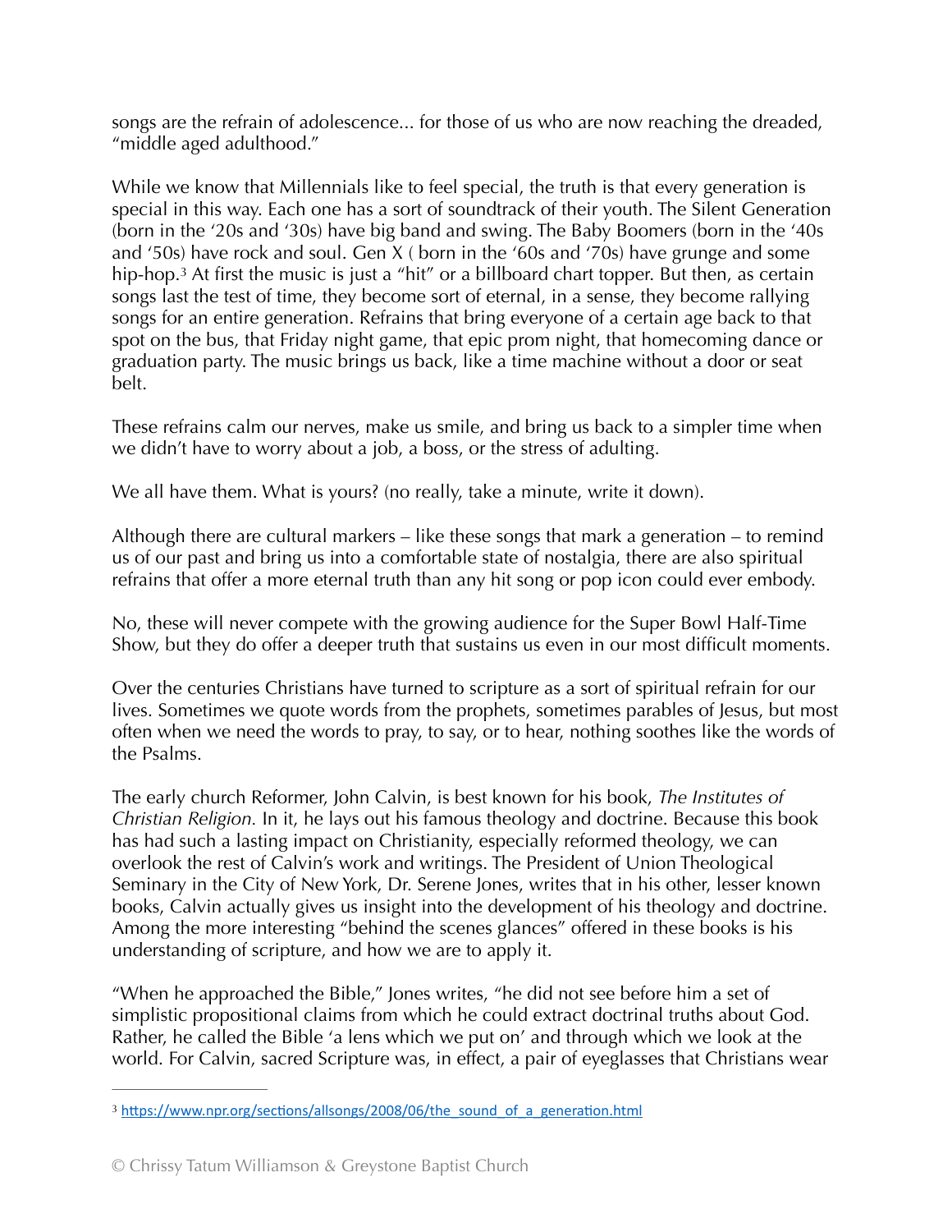songs are the refrain of adolescence... for those of us who are now reaching the dreaded, "middle aged adulthood."

While we know that Millennials like to feel special, the truth is that every generation is special in this way. Each one has a sort of soundtrack of their youth. The Silent Generation (born in the '20s and '30s) have big band and swing. The Baby Boomers (born in the '40s and '50s) have rock and soul. Gen X ( born in the '60s and '70s) have grunge and some hip-hop.[3] At first the music is just a "hit" or a billboard chart topper. But then, as certain songs last the test of time, they become sort of eternal, in a sense, they become rallying songs for an entire generation. Refrains that bring everyone of a certain age back to that spot on the bus, that Friday night game, that epic prom night, that homecoming dance or graduation party. The music brings us back, like a time machine without a door or seat belt.

These refrains calm our nerves, make us smile, and bring us back to a simpler time when we didn't have to worry about a job, a boss, or the stress of adulting.

We all have them. What is yours? (no really, take a minute, write it down).

Although there are cultural markers – like these songs that mark a generation – to remind us of our past and bring us into a comfortable state of nostalgia, there are also spiritual refrains that offer a more eternal truth than any hit song or pop icon could ever embody.

No, these will never compete with the growing audience for the Super Bowl Half-Time Show, but they do offer a deeper truth that sustains us even in our most difficult moments.

Over the centuries Christians have turned to scripture as a sort of spiritual refrain for our lives. Sometimes we quote words from the prophets, sometimes parables of Jesus, but most often when we need the words to pray, to say, or to hear, nothing soothes like the words of the Psalms.

The early church Reformer, John Calvin, is best known for his book, *The Institutes of Christian Religion.* In it, he lays out his famous theology and doctrine. Because this book has had such a lasting impact on Christianity, especially reformed theology, we can overlook the rest of Calvin's work and writings. The President of Union Theological Seminary in the City of New York, Dr. Serene Jones, writes that in his other, lesser known books, Calvin actually gives us insight into the development of his theology and doctrine. Among the more interesting "behind the scenes glances" offered in these books is his understanding of scripture, and how we are to apply it.

"When he approached the Bible," Jones writes, "he did not see before him a set of simplistic propositional claims from which he could extract doctrinal truths about God. Rather, he called the Bible 'a lens which we put on' and through which we look at the world. For Calvin, sacred Scripture was, in effect, a pair of eyeglasses that Christians wear

---

[3] https://www.npr.org/sections/allsongs/2008/06/the_sound_of_a_generation.html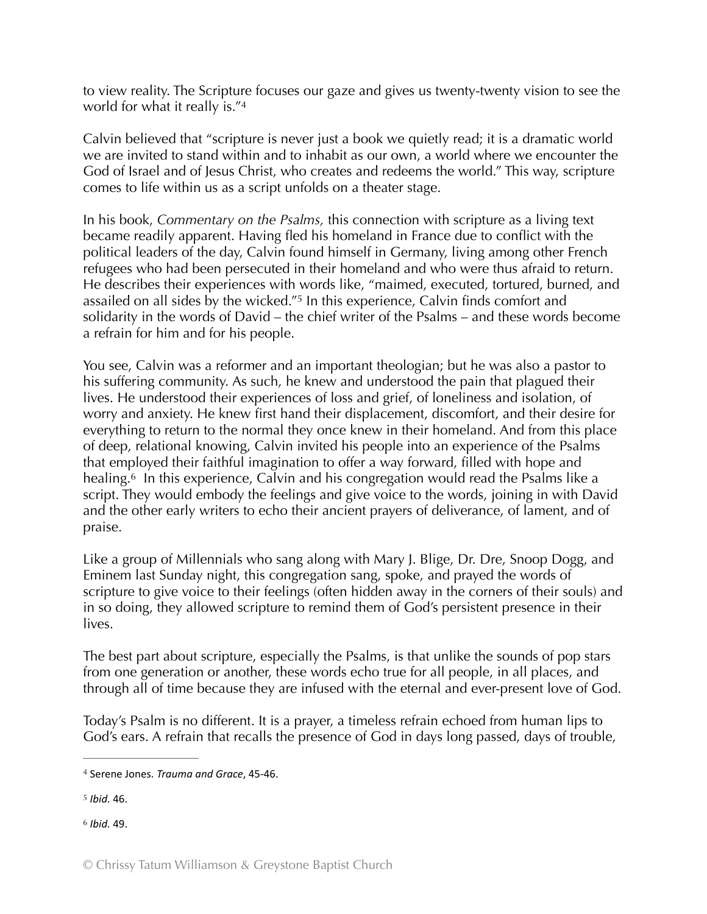to view reality. The Scripture focuses our gaze and gives us twenty-twenty vision to see the world for what it really is."[4]

Calvin believed that "scripture is never just a book we quietly read; it is a dramatic world we are invited to stand within and to inhabit as our own, a world where we encounter the God of Israel and of Jesus Christ, who creates and redeems the world." This way, scripture comes to life within us as a script unfolds on a theater stage.

In his book, *Commentary on the Psalms,* this connection with scripture as a living text became readily apparent. Having fled his homeland in France due to conflict with the political leaders of the day, Calvin found himself in Germany, living among other French refugees who had been persecuted in their homeland and who were thus afraid to return. He describes their experiences with words like, "maimed, executed, tortured, burned, and assailed on all sides by the wicked."[5] In this experience, Calvin finds comfort and solidarity in the words of David – the chief writer of the Psalms – and these words become a refrain for him and for his people.

You see, Calvin was a reformer and an important theologian; but he was also a pastor to his suffering community. As such, he knew and understood the pain that plagued their lives. He understood their experiences of loss and grief, of loneliness and isolation, of worry and anxiety. He knew first hand their displacement, discomfort, and their desire for everything to return to the normal they once knew in their homeland. And from this place of deep, relational knowing, Calvin invited his people into an experience of the Psalms that employed their faithful imagination to offer a way forward, filled with hope and healing.[6] In this experience, Calvin and his congregation would read the Psalms like a script. They would embody the feelings and give voice to the words, joining in with David and the other early writers to echo their ancient prayers of deliverance, of lament, and of praise.

Like a group of Millennials who sang along with Mary J. Blige, Dr. Dre, Snoop Dogg, and Eminem last Sunday night, this congregation sang, spoke, and prayed the words of scripture to give voice to their feelings (often hidden away in the corners of their souls) and in so doing, they allowed scripture to remind them of God's persistent presence in their lives.

The best part about scripture, especially the Psalms, is that unlike the sounds of pop stars from one generation or another, these words echo true for all people, in all places, and through all of time because they are infused with the eternal and ever-present love of God.

Today's Psalm is no different. It is a prayer, a timeless refrain echoed from human lips to God's ears. A refrain that recalls the presence of God in days long passed, days of trouble,

---

[4] Serene Jones. *Trauma and Grace*, 45-46.

[5] *Ibid.* 46.

[6] *Ibid.* 49.

© Chrissy Tatum Williamson & Greystone Baptist Church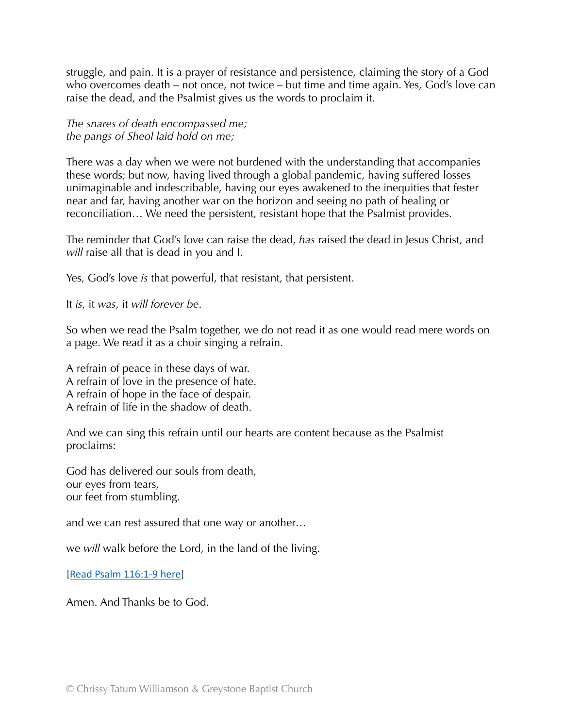struggle, and pain. It is a prayer of resistance and persistence, claiming the story of a God who overcomes death – not once, not twice – but time and time again. Yes, God's love can raise the dead, and the Psalmist gives us the words to proclaim it.

*The snares of death encompassed me;*
*the pangs of Sheol laid hold on me;*

There was a day when we were not burdened with the understanding that accompanies these words; but now, having lived through a global pandemic, having suffered losses unimaginable and indescribable, having our eyes awakened to the inequities that fester near and far, having another war on the horizon and seeing no path of healing or reconciliation… We need the persistent, resistant hope that the Psalmist provides.

The reminder that God's love can raise the dead, *has* raised the dead in Jesus Christ, and *will* raise all that is dead in you and I.

Yes, God's love *is* that powerful, that resistant, that persistent.

It *is*, it *was*, it *will forever be*.

So when we read the Psalm together, we do not read it as one would read mere words on a page. We read it as a choir singing a refrain.

A refrain of peace in these days of war.
A refrain of love in the presence of hate.
A refrain of hope in the face of despair.
A refrain of life in the shadow of death.

And we can sing this refrain until our hearts are content because as the Psalmist proclaims:

God has delivered our souls from death,
our eyes from tears,
our feet from stumbling.

and we can rest assured that one way or another…

we *will* walk before the Lord, in the land of the living.

[Read Psalm 116:1-9 here]

Amen. And Thanks be to God.

© Chrissy Tatum Williamson & Greystone Baptist Church